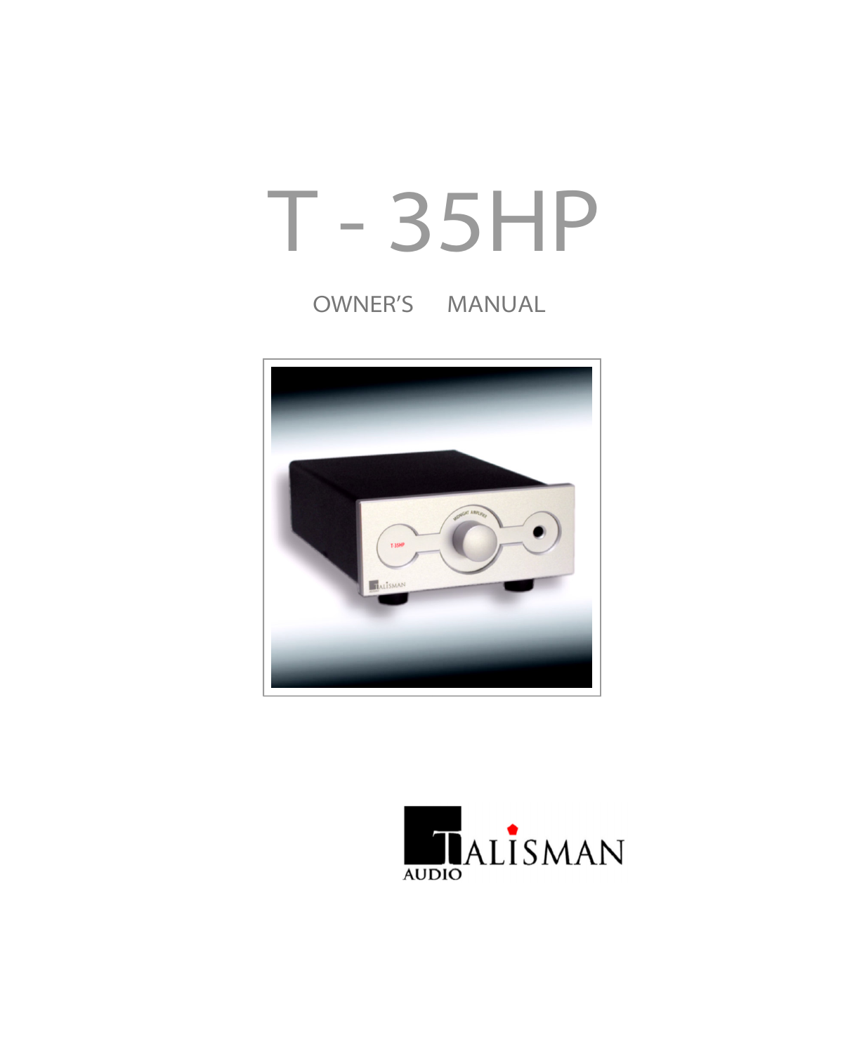# T - 35HP

OWNER'S MANUAL

TALISMAN AUDIO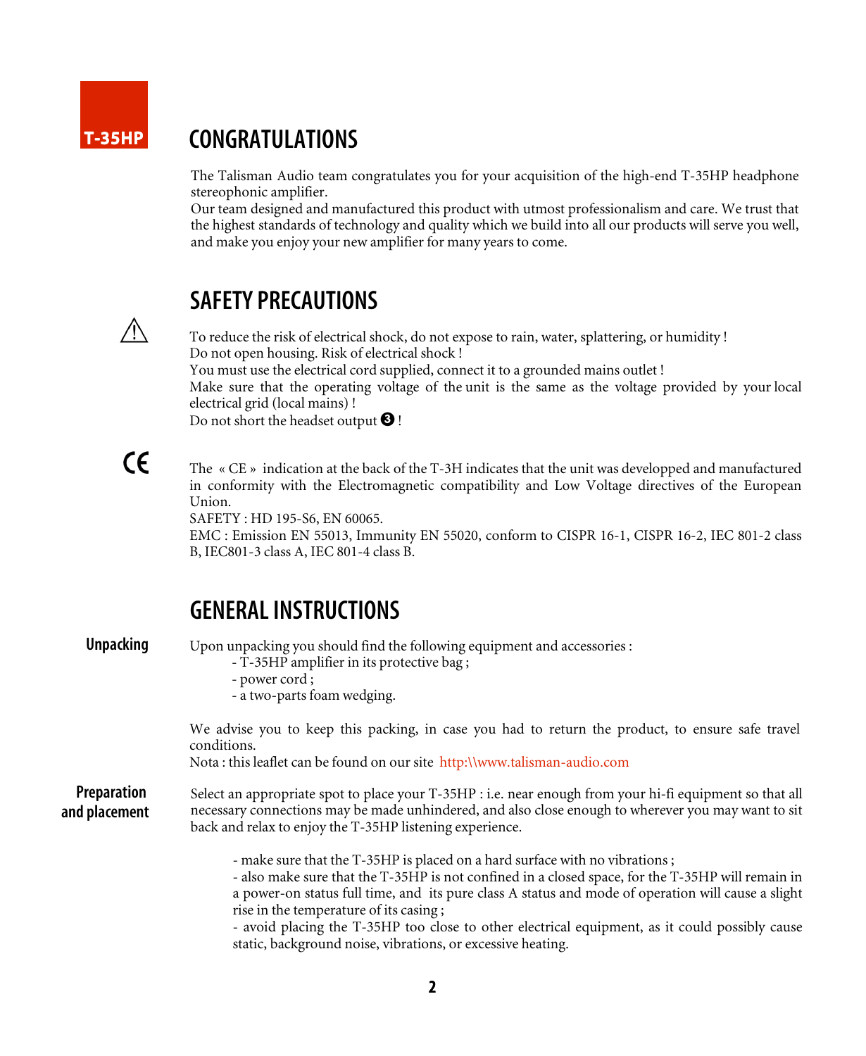T-35HP

## CONGRATULATIONS

The Talisman Audio team congratulates you for your acquisition of the high-end T-35HP headphone stereophonic amplifier.
Our team designed and manufactured this product with utmost professionalism and care. We trust that the highest standards of technology and quality which we build into all our products will serve you well, and make you enjoy your new amplifier for many years to come.

## SAFETY PRECAUTIONS

⚠

To reduce the risk of electrical shock, do not expose to rain, water, splattering, or humidity !
Do not open housing. Risk of electrical shock !
You must use the electrical cord supplied, connect it to a grounded mains outlet !
Make sure that the operating voltage of the unit is the same as the voltage provided by your local electrical grid (local mains) !
Do not short the headset output ❸ !

CE

The « CE » indication at the back of the T-3H indicates that the unit was developped and manufactured in conformity with the Electromagnetic compatibility and Low Voltage directives of the European Union.
SAFETY : HD 195-S6, EN 60065.
EMC : Emission EN 55013, Immunity EN 55020, conform to CISPR 16-1, CISPR 16-2, IEC 801-2 class B, IEC801-3 class A, IEC 801-4 class B.

## GENERAL INSTRUCTIONS

### Unpacking

Upon unpacking you should find the following equipment and accessories :

- T-35HP amplifier in its protective bag ;
- power cord ;
- a two-parts foam wedging.

We advise you to keep this packing, in case you had to return the product, to ensure safe travel conditions.
Nota : this leaflet can be found on our site http:\\www.talisman-audio.com

### Preparation and placement

Select an appropriate spot to place your T-35HP : i.e. near enough from your hi-fi equipment so that all necessary connections may be made unhindered, and also close enough to wherever you may want to sit back and relax to enjoy the T-35HP listening experience.

- make sure that the T-35HP is placed on a hard surface with no vibrations ;
- also make sure that the T-35HP is not confined in a closed space, for the T-35HP will remain in a power-on status full time, and its pure class A status and mode of operation will cause a slight rise in the temperature of its casing ;
- avoid placing the T-35HP too close to other electrical equipment, as it could possibly cause static, background noise, vibrations, or excessive heating.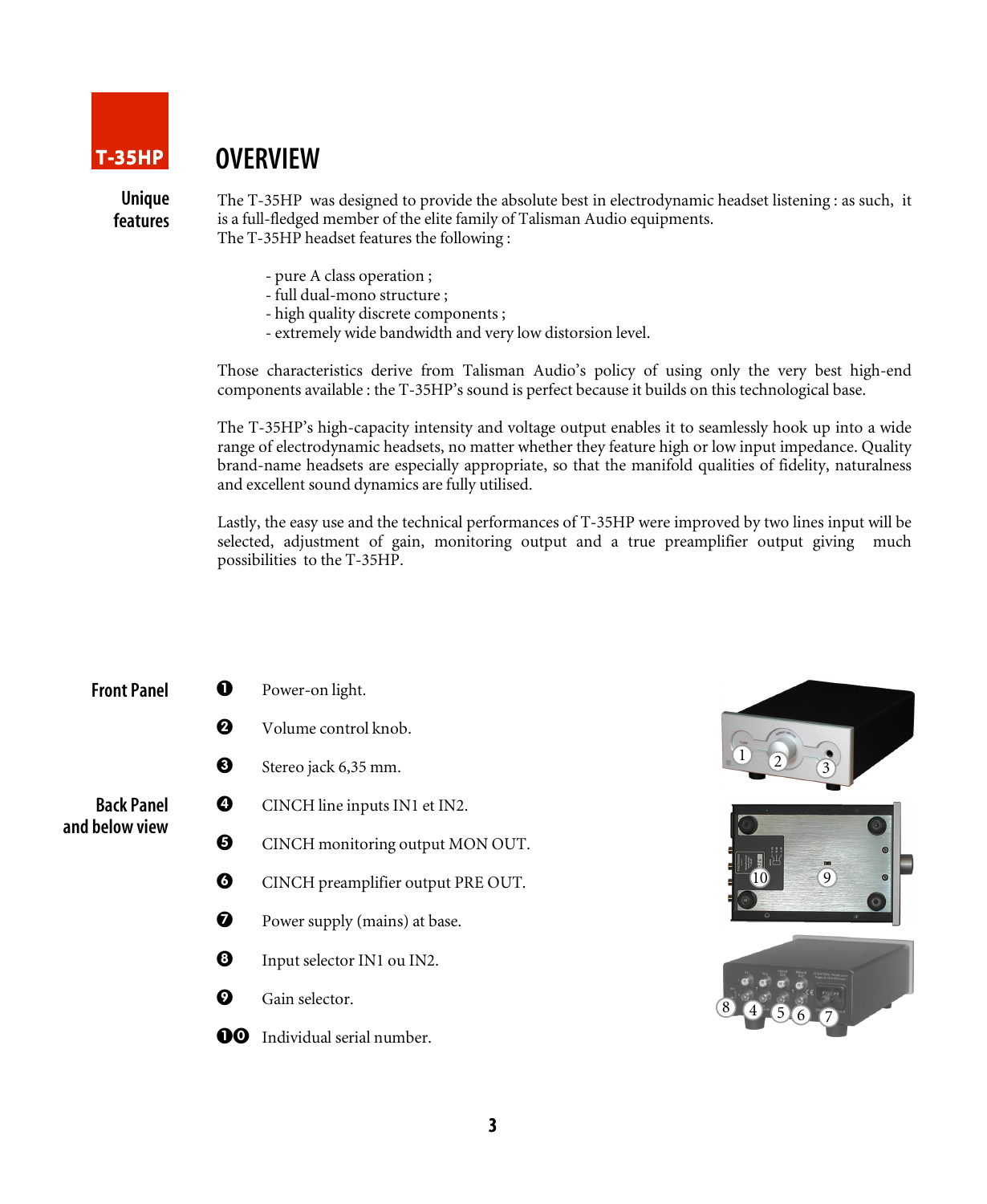T-35HP

# OVERVIEW

**Unique features**

The T-35HP was designed to provide the absolute best in electrodynamic headset listening : as such, it is a full-fledged member of the elite family of Talisman Audio equipments.
The T-35HP headset features the following :

- pure A class operation ;
- full dual-mono structure ;
- high quality discrete components ;
- extremely wide bandwidth and very low distorsion level.

Those characteristics derive from Talisman Audio's policy of using only the very best high-end components available : the T-35HP's sound is perfect because it builds on this technological base.

The T-35HP's high-capacity intensity and voltage output enables it to seamlessly hook up into a wide range of electrodynamic headsets, no matter whether they feature high or low input impedance. Quality brand-name headsets are especially appropriate, so that the manifold qualities of fidelity, naturalness and excellent sound dynamics are fully utilised.

Lastly, the easy use and the technical performances of T-35HP were improved by two lines input will be selected, adjustment of gain, monitoring output and a true preamplifier output giving much possibilities to the T-35HP.

**Front Panel**

1. Power-on light.
2. Volume control knob.
3. Stereo jack 6,35 mm.

**Back Panel and below view**

4. CINCH line inputs IN1 et IN2.
5. CINCH monitoring output MON OUT.
6. CINCH preamplifier output PRE OUT.
7. Power supply (mains) at base.
8. Input selector IN1 ou IN2.
9. Gain selector.
10. Individual serial number.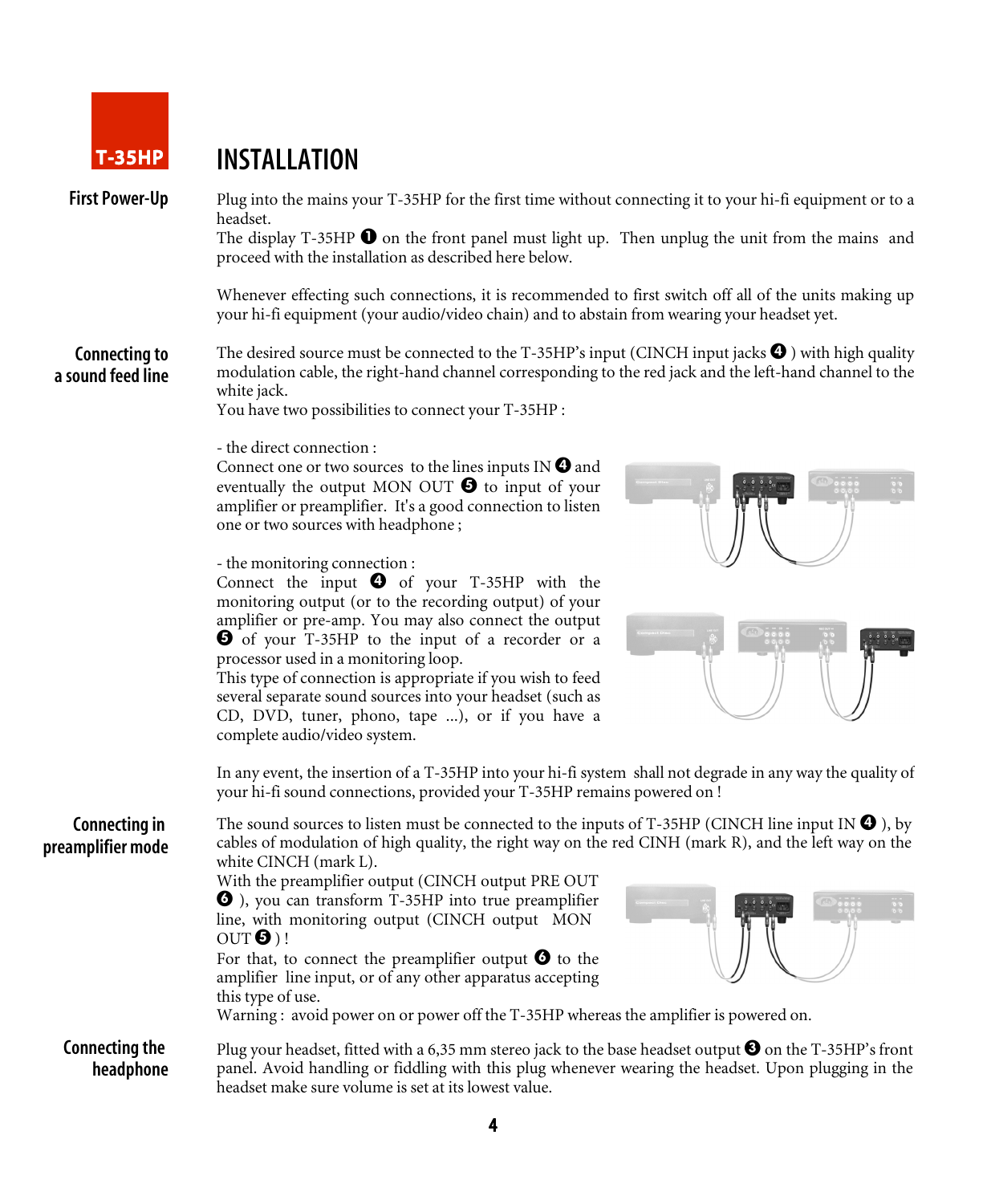# INSTALLATION

### First Power-Up

Plug into the mains your T-35HP for the first time without connecting it to your hi-fi equipment or to a headset.
The display T-35HP ❶ on the front panel must light up. Then unplug the unit from the mains and proceed with the installation as described here below.

Whenever effecting such connections, it is recommended to first switch off all of the units making up your hi-fi equipment (your audio/video chain) and to abstain from wearing your headset yet.

### Connecting to a sound feed line

The desired source must be connected to the T-35HP's input (CINCH input jacks ❹ ) with high quality modulation cable, the right-hand channel corresponding to the red jack and the left-hand channel to the white jack.
You have two possibilities to connect your T-35HP :

- the direct connection :
Connect one or two sources to the lines inputs IN ❹ and eventually the output MON OUT ❺ to input of your amplifier or preamplifier. It's a good connection to listen one or two sources with headphone ;

- the monitoring connection :
Connect the input ❹ of your T-35HP with the monitoring output (or to the recording output) of your amplifier or pre-amp. You may also connect the output ❺ of your T-35HP to the input of a recorder or a processor used in a monitoring loop.
This type of connection is appropriate if you wish to feed several separate sound sources into your headset (such as CD, DVD, tuner, phono, tape ...), or if you have a complete audio/video system.

In any event, the insertion of a T-35HP into your hi-fi system shall not degrade in any way the quality of your hi-fi sound connections, provided your T-35HP remains powered on !

### Connecting in preamplifier mode

The sound sources to listen must be connected to the inputs of T-35HP (CINCH line input IN ❹ ), by cables of modulation of high quality, the right way on the red CINH (mark R), and the left way on the white CINCH (mark L).
With the preamplifier output (CINCH output PRE OUT ❻ ), you can transform T-35HP into true preamplifier line, with monitoring output (CINCH output MON OUT ❺ ) !
For that, to connect the preamplifier output ❻ to the amplifier line input, or of any other apparatus accepting this type of use.
Warning : avoid power on or power off the T-35HP whereas the amplifier is powered on.

### Connecting the headphone

Plug your headset, fitted with a 6,35 mm stereo jack to the base headset output ❸ on the T-35HP's front panel. Avoid handling or fiddling with this plug whenever wearing the headset. Upon plugging in the headset make sure volume is set at its lowest value.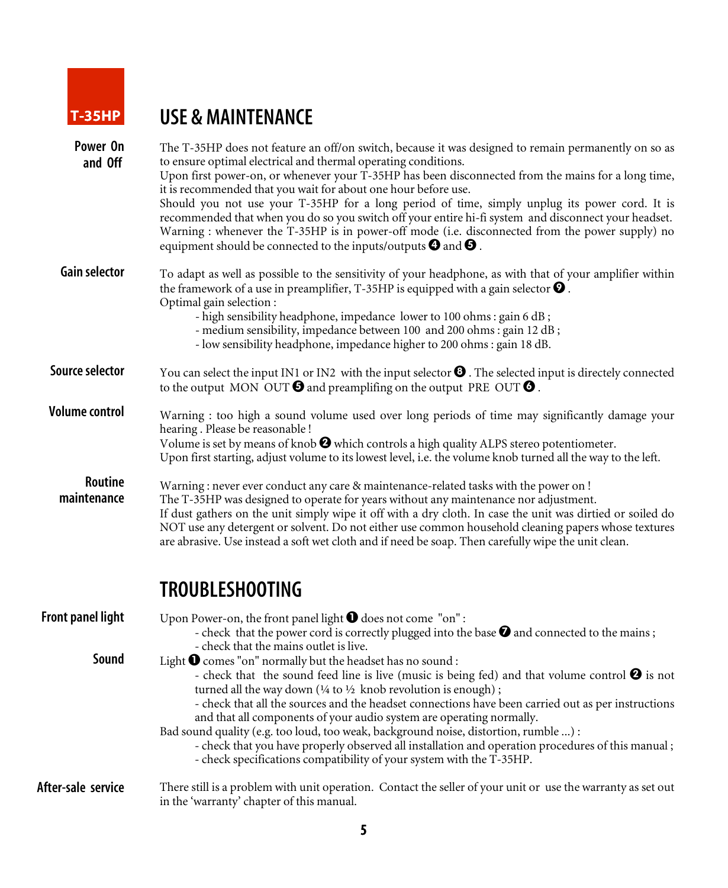**T-35HP**

# USE & MAINTENANCE

**Power On and Off**

The T-35HP does not feature an off/on switch, because it was designed to remain permanently on so as to ensure optimal electrical and thermal operating conditions.
Upon first power-on, or whenever your T-35HP has been disconnected from the mains for a long time, it is recommended that you wait for about one hour before use.
Should you not use your T-35HP for a long period of time, simply unplug its power cord. It is recommended that when you do so you switch off your entire hi-fi system and disconnect your headset.
Warning : whenever the T-35HP is in power-off mode (i.e. disconnected from the power supply) no equipment should be connected to the inputs/outputs ❹ and ❺ .

**Gain selector**

To adapt as well as possible to the sensitivity of your headphone, as with that of your amplifier within the framework of a use in preamplifier, T-35HP is equipped with a gain selector ❾ .
Optimal gain selection :

- high sensibility headphone, impedance lower to 100 ohms : gain 6 dB ;
- medium sensibility, impedance between 100 and 200 ohms : gain 12 dB ;
- low sensibility headphone, impedance higher to 200 ohms : gain 18 dB.

**Source selector**

You can select the input IN1 or IN2 with the input selector ❽ . The selected input is directely connected to the output MON OUT ❺ and preamplifing on the output PRE OUT ❻ .

**Volume control**

Warning : too high a sound volume used over long periods of time may significantly damage your hearing . Please be reasonable !
Volume is set by means of knob ❷ which controls a high quality ALPS stereo potentiometer.
Upon first starting, adjust volume to its lowest level, i.e. the volume knob turned all the way to the left.

**Routine maintenance**

Warning : never ever conduct any care & maintenance-related tasks with the power on !
The T-35HP was designed to operate for years without any maintenance nor adjustment.
If dust gathers on the unit simply wipe it off with a dry cloth. In case the unit was dirtied or soiled do NOT use any detergent or solvent. Do not either use common household cleaning papers whose textures are abrasive. Use instead a soft wet cloth and if need be soap. Then carefully wipe the unit clean.

# TROUBLESHOOTING

**Front panel light**

Upon Power-on, the front panel light ❶ does not come "on" :

- check that the power cord is correctly plugged into the base ❼ and connected to the mains ;
- check that the mains outlet is live.

**Sound**

Light ❶ comes "on" normally but the headset has no sound :

- check that the sound feed line is live (music is being fed) and that volume control ❷ is not turned all the way down (¼ to ½ knob revolution is enough) ;
- check that all the sources and the headset connections have been carried out as per instructions and that all components of your audio system are operating normally.

Bad sound quality (e.g. too loud, too weak, background noise, distortion, rumble ...) :

- check that you have properly observed all installation and operation procedures of this manual ;
- check specifications compatibility of your system with the T-35HP.

**After-sale service**

There still is a problem with unit operation. Contact the seller of your unit or use the warranty as set out in the 'warranty' chapter of this manual.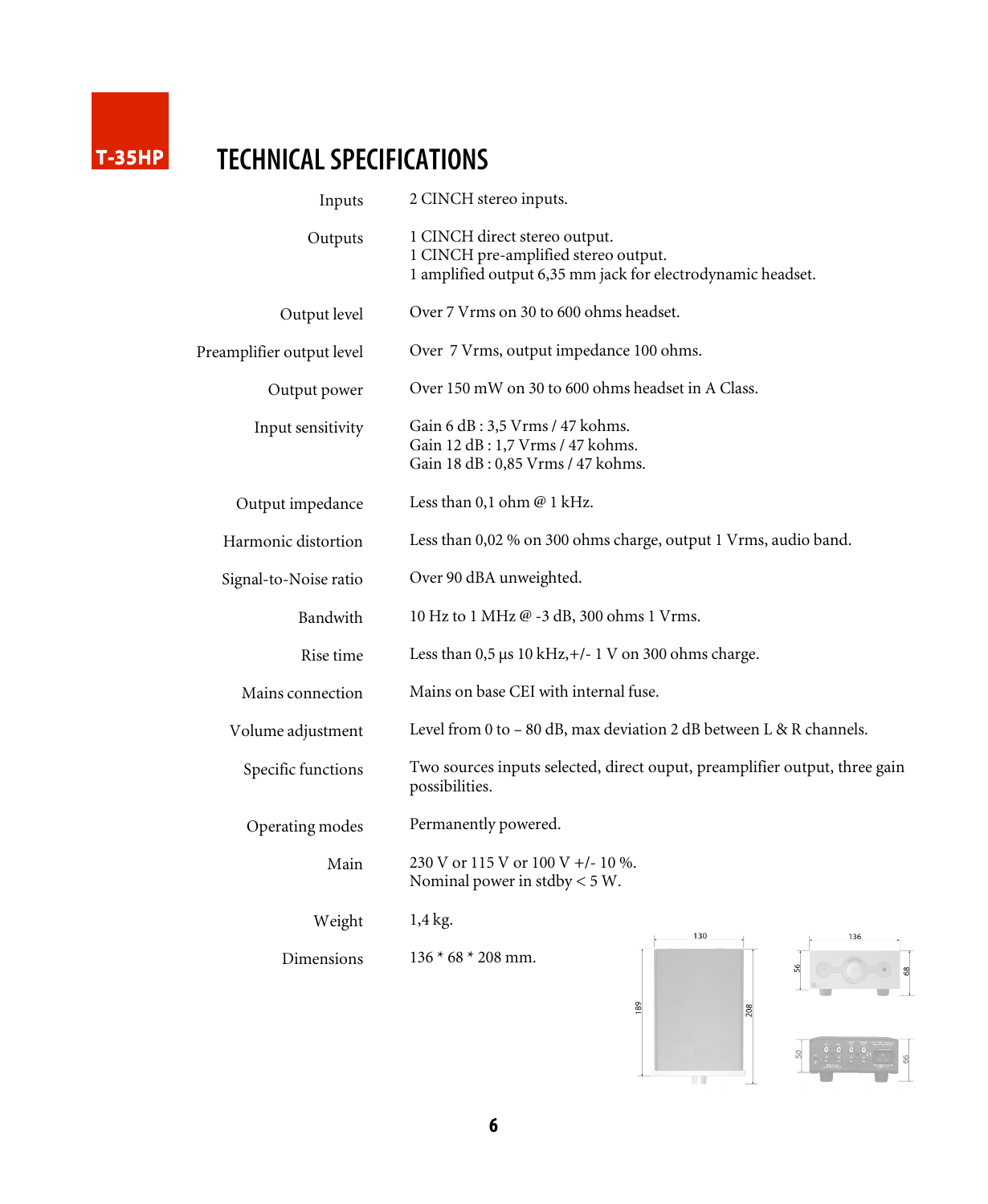T-35HP

# TECHNICAL SPECIFICATIONS

| | |
|---|---|
| Inputs | 2 CINCH stereo inputs. |
| Outputs | 1 CINCH direct stereo output.<br>1 CINCH pre-amplified stereo output.<br>1 amplified output 6,35 mm jack for electrodynamic headset. |
| Output level | Over 7 Vrms on 30 to 600 ohms headset. |
| Preamplifier output level | Over 7 Vrms, output impedance 100 ohms. |
| Output power | Over 150 mW on 30 to 600 ohms headset in A Class. |
| Input sensitivity | Gain 6 dB : 3,5 Vrms / 47 kohms.<br>Gain 12 dB : 1,7 Vrms / 47 kohms.<br>Gain 18 dB : 0,85 Vrms / 47 kohms. |
| Output impedance | Less than 0,1 ohm @ 1 kHz. |
| Harmonic distortion | Less than 0,02 % on 300 ohms charge, output 1 Vrms, audio band. |
| Signal-to-Noise ratio | Over 90 dBA unweighted. |
| Bandwith | 10 Hz to 1 MHz @ -3 dB, 300 ohms 1 Vrms. |
| Rise time | Less than 0,5 µs 10 kHz,+/- 1 V on 300 ohms charge. |
| Mains connection | Mains on base CEI with internal fuse. |
| Volume adjustment | Level from 0 to – 80 dB, max deviation 2 dB between L & R channels. |
| Specific functions | Two sources inputs selected, direct ouput, preamplifier output, three gain possibilities. |
| Operating modes | Permanently powered. |
| Main | 230 V or 115 V or 100 V +/- 10 %.<br>Nominal power in stdby < 5 W. |
| Weight | 1,4 kg. |
| Dimensions | 136 * 68 * 208 mm. |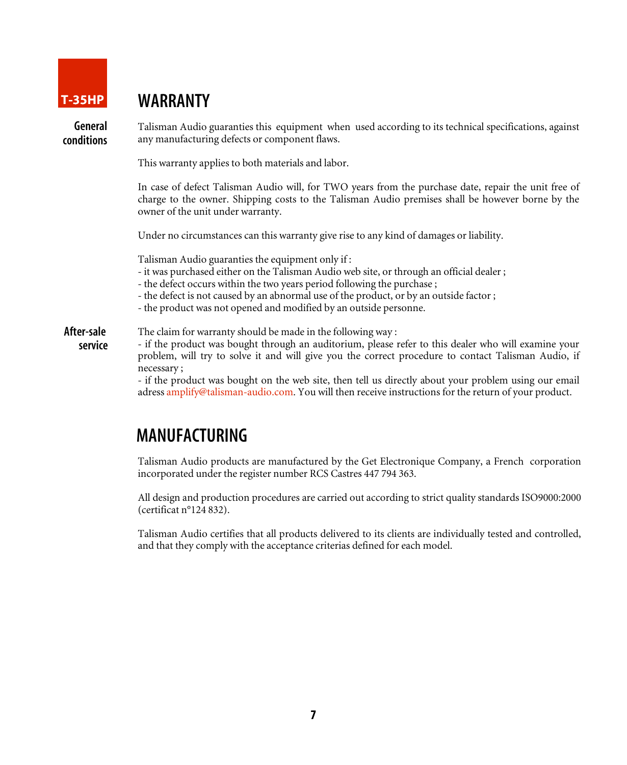T-35HP

# WARRANTY

**General conditions**

Talisman Audio guaranties this equipment when used according to its technical specifications, against any manufacturing defects or component flaws.

This warranty applies to both materials and labor.

In case of defect Talisman Audio will, for TWO years from the purchase date, repair the unit free of charge to the owner. Shipping costs to the Talisman Audio premises shall be however borne by the owner of the unit under warranty.

Under no circumstances can this warranty give rise to any kind of damages or liability.

Talisman Audio guaranties the equipment only if :
- it was purchased either on the Talisman Audio web site, or through an official dealer ;
- the defect occurs within the two years period following the purchase ;
- the defect is not caused by an abnormal use of the product, or by an outside factor ;
- the product was not opened and modified by an outside personne.

**After-sale service**

The claim for warranty should be made in the following way :
- if the product was bought through an auditorium, please refer to this dealer who will examine your problem, will try to solve it and will give you the correct procedure to contact Talisman Audio, if necessary ;
- if the product was bought on the web site, then tell us directly about your problem using our email adress amplify@talisman-audio.com. You will then receive instructions for the return of your product.

# MANUFACTURING

Talisman Audio products are manufactured by the Get Electronique Company, a French corporation incorporated under the register number RCS Castres 447 794 363.

All design and production procedures are carried out according to strict quality standards ISO9000:2000 (certificat n°124 832).

Talisman Audio certifies that all products delivered to its clients are individually tested and controlled, and that they comply with the acceptance criterias defined for each model.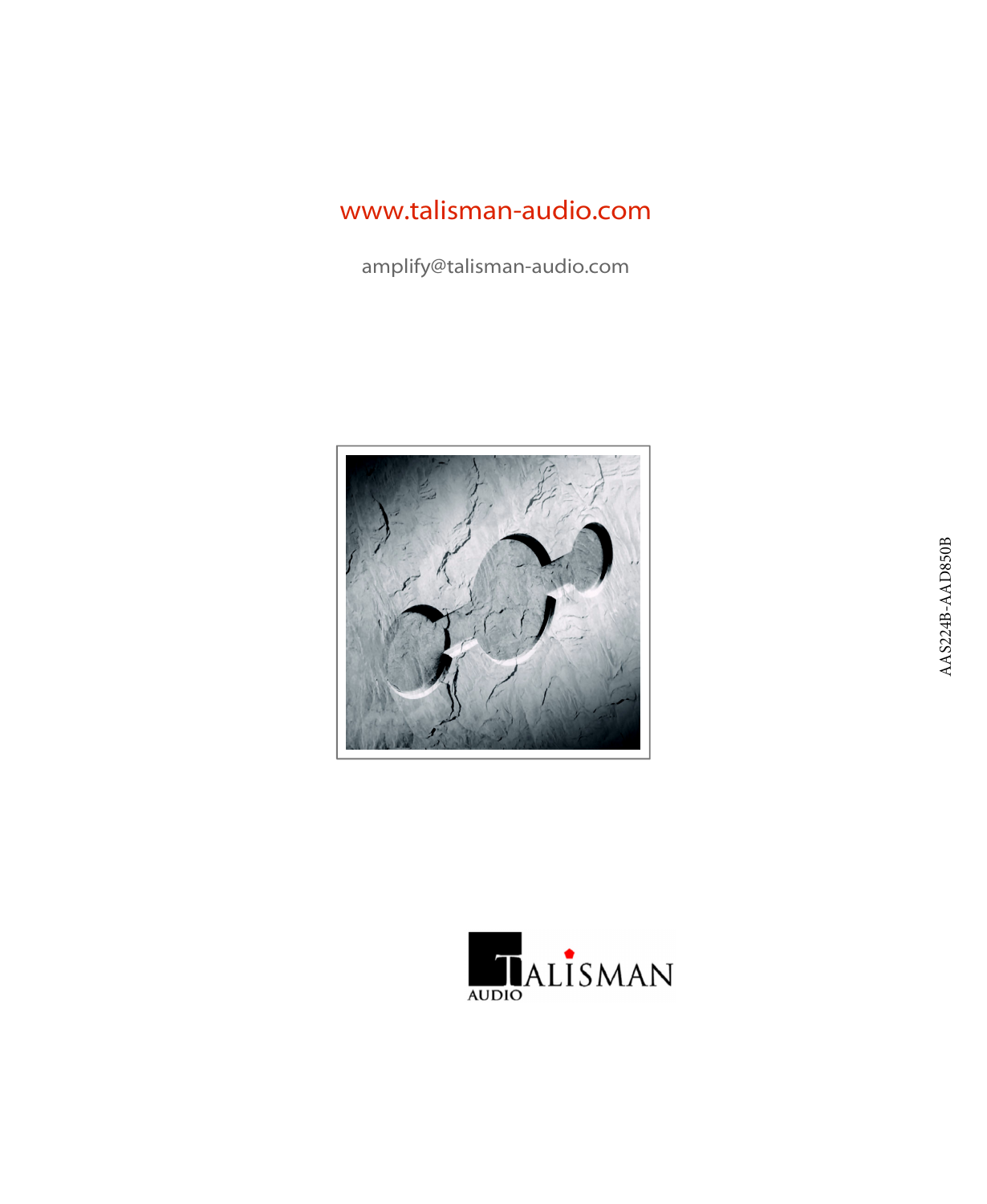www.talisman-audio.com

amplify@talisman-audio.com

AAS224B-AAD850B

TALISMAN AUDIO